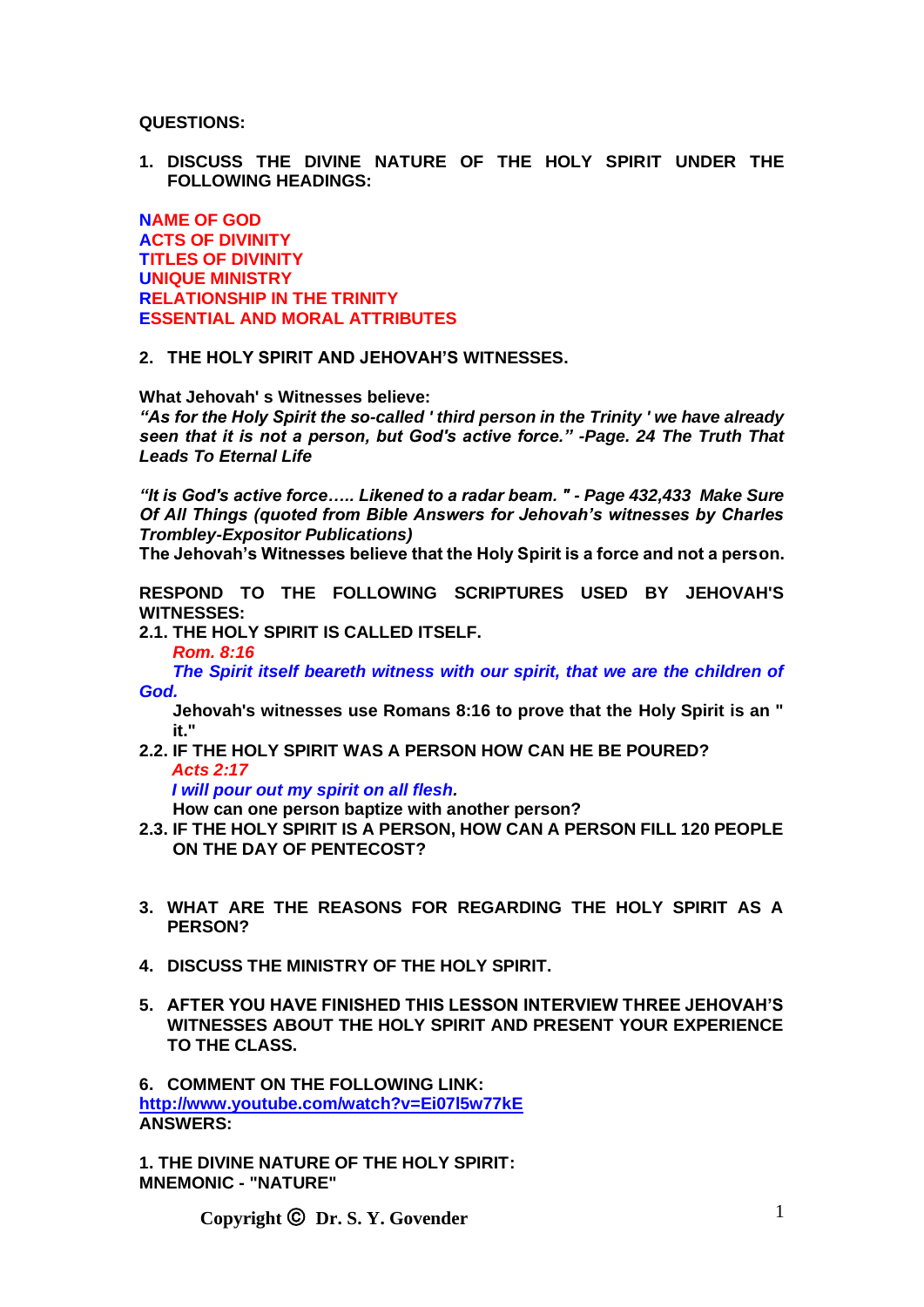**QUESTIONS:**

1. **DISCUSS THE DIVINE NATURE OF THE HOLY SPIRIT UNDER THE FOLLOWING HEADINGS:**

**NAME OF GOD**
**ACTS OF DIVINITY**
**TITLES OF DIVINITY**
**UNIQUE MINISTRY**
**RELATIONSHIP IN THE TRINITY**
**ESSENTIAL AND MORAL ATTRIBUTES**

2. **THE HOLY SPIRIT AND JEHOVAH'S WITNESSES.**

**What Jehovah' s Witnesses believe:**
***"As for the Holy Spirit the so-called ' third person in the Trinity ' we have already seen that it is not a person, but God's active force." -Page. 24 The Truth That Leads To Eternal Life***

***"It is God's active force….. Likened to a radar beam. " - Page 432,433 Make Sure Of All Things (quoted from Bible Answers for Jehovah's witnesses by Charles Trombley-Expositor Publications)***
**The Jehovah's Witnesses believe that the Holy Spirit is a force and not a person.**

**RESPOND TO THE FOLLOWING SCRIPTURES USED BY JEHOVAH'S WITNESSES:**

**2.1. THE HOLY SPIRIT IS CALLED ITSELF.**

***Rom. 8:16***
***The Spirit itself beareth witness with our spirit, that we are the children of God.***
**Jehovah's witnesses use Romans 8:16 to prove that the Holy Spirit is an " it."**

**2.2. IF THE HOLY SPIRIT WAS A PERSON HOW CAN HE BE POURED?**

***Acts 2:17***
***I will pour out my spirit on all flesh.***
**How can one person baptize with another person?**

**2.3. IF THE HOLY SPIRIT IS A PERSON, HOW CAN A PERSON FILL 120 PEOPLE ON THE DAY OF PENTECOST?**

3. **WHAT ARE THE REASONS FOR REGARDING THE HOLY SPIRIT AS A PERSON?**

4. **DISCUSS THE MINISTRY OF THE HOLY SPIRIT.**

5. **AFTER YOU HAVE FINISHED THIS LESSON INTERVIEW THREE JEHOVAH'S WITNESSES ABOUT THE HOLY SPIRIT AND PRESENT YOUR EXPERIENCE TO THE CLASS.**

6. **COMMENT ON THE FOLLOWING LINK:**
**http://www.youtube.com/watch?v=Ei07l5w77kE**

**ANSWERS:**

**1. THE DIVINE NATURE OF THE HOLY SPIRIT:**
**MNEMONIC - "NATURE"**

**Copyright © Dr. S. Y. Govender**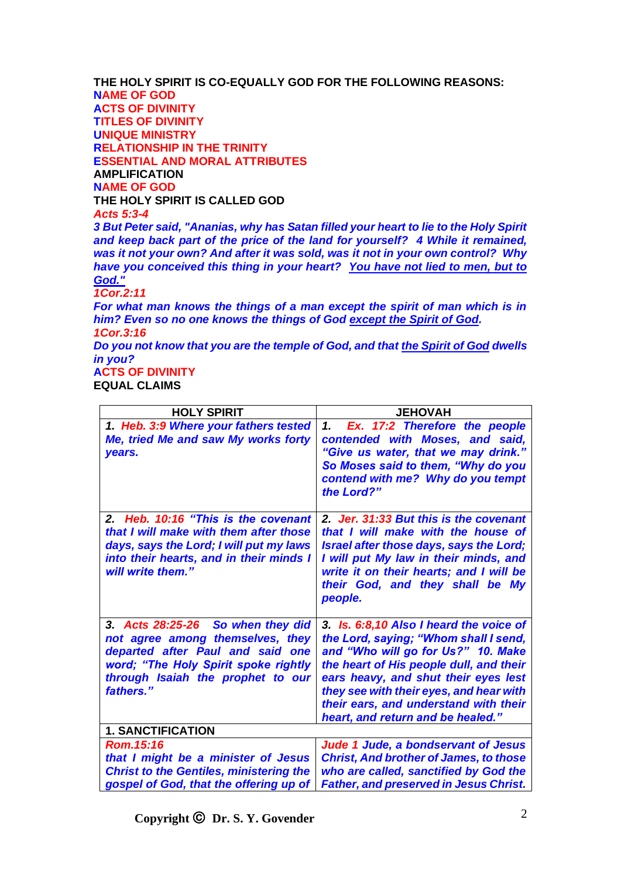**THE HOLY SPIRIT IS CO-EQUALLY GOD FOR THE FOLLOWING REASONS:**

**NAME OF GOD**

**ACTS OF DIVINITY**

**TITLES OF DIVINITY**

**UNIQUE MINISTRY**

**RELATIONSHIP IN THE TRINITY**

**ESSENTIAL AND MORAL ATTRIBUTES**

**AMPLIFICATION**

**NAME OF GOD**

**THE HOLY SPIRIT IS CALLED GOD**

***Acts 5:3-4***

***3 But Peter said, "Ananias, why has Satan filled your heart to lie to the Holy Spirit and keep back part of the price of the land for yourself? 4 While it remained, was it not your own? And after it was sold, was it not in your own control? Why have you conceived this thing in your heart? You have not lied to men, but to God."***

***1Cor.2:11***

***For what man knows the things of a man except the spirit of man which is in him? Even so no one knows the things of God except the Spirit of God.***

***1Cor.3:16***

***Do you not know that you are the temple of God, and that the Spirit of God dwells in you?***

**ACTS OF DIVINITY**

**EQUAL CLAIMS**

| HOLY SPIRIT | JEHOVAH |
|---|---|
| ***1. Heb. 3:9 Where your fathers tested Me, tried Me and saw My works forty years.*** | ***1. Ex. 17:2 Therefore the people contended with Moses, and said, "Give us water, that we may drink." So Moses said to them, "Why do you contend with me? Why do you tempt the Lord?"*** |
| ***2. Heb. 10:16 "This is the covenant that I will make with them after those days, says the Lord; I will put my laws into their hearts, and in their minds I will write them."*** | ***2. Jer. 31:33 But this is the covenant that I will make with the house of Israel after those days, says the Lord; I will put My law in their minds, and write it on their hearts; and I will be their God, and they shall be My people.*** |
| ***3. Acts 28:25-26 So when they did not agree among themselves, they departed after Paul and said one word; "The Holy Spirit spoke rightly through Isaiah the prophet to our fathers."*** | ***3. Is. 6:8,10 Also I heard the voice of the Lord, saying; "Whom shall I send, and "Who will go for Us?" 10. Make the heart of His people dull, and their ears heavy, and shut their eyes lest they see with their eyes, and hear with their ears, and understand with their heart, and return and be healed."*** |
| **1. SANCTIFICATION** | |
| ***Rom.15:16 that I might be a minister of Jesus Christ to the Gentiles, ministering the gospel of God, that the offering up of*** | ***Jude 1 Jude, a bondservant of Jesus Christ, And brother of James, to those who are called, sanctified by God the Father, and preserved in Jesus Christ.*** |

**Copyright © Dr. S. Y. Govender**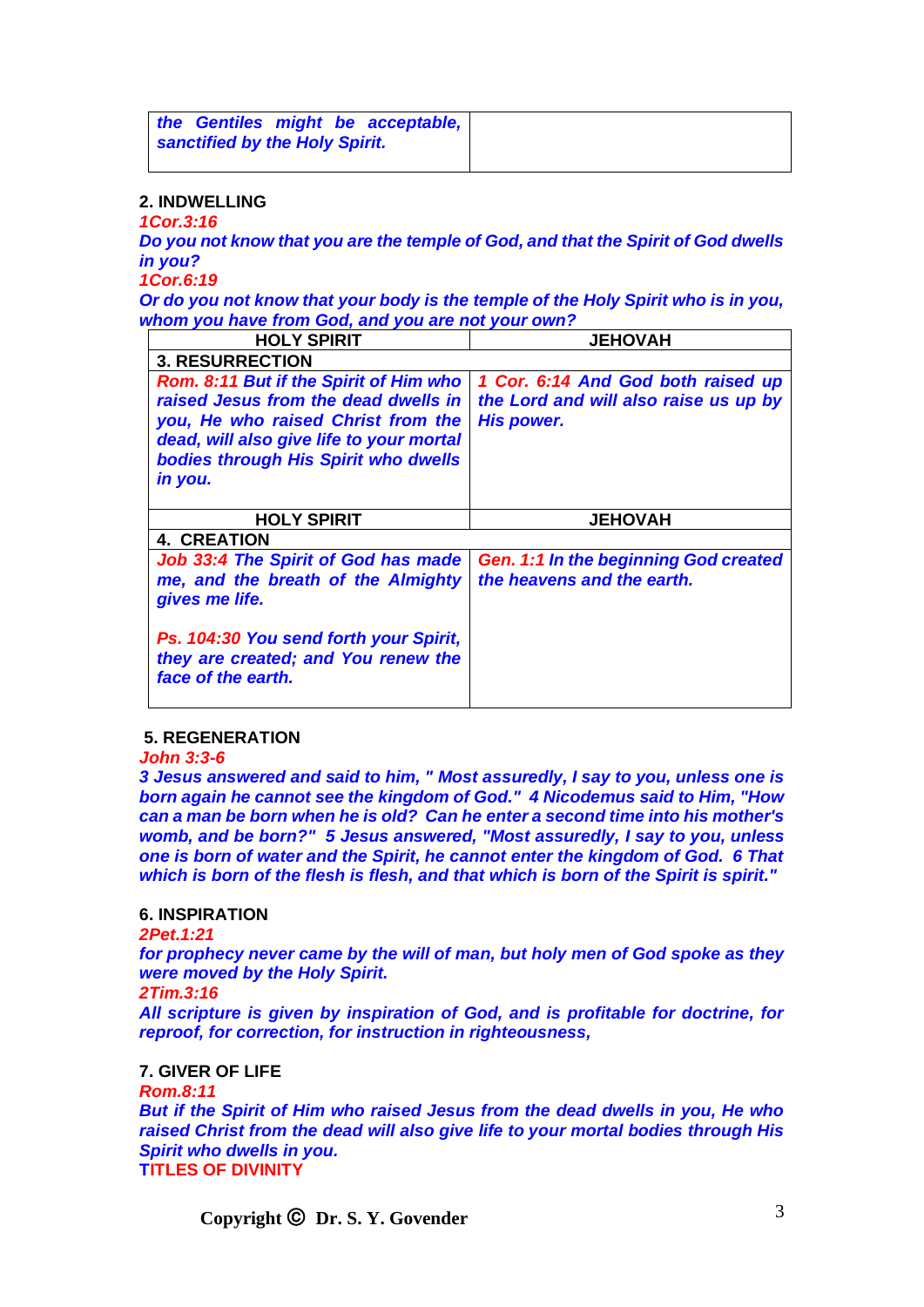| | |
|---|---|
| *the Gentiles might be acceptable, sanctified by the Holy Spirit.* | |

**2. INDWELLING**

*1Cor.3:16*

*Do you not know that you are the temple of God, and that the Spirit of God dwells in you?*

*1Cor.6:19*

*Or do you not know that your body is the temple of the Holy Spirit who is in you, whom you have from God, and you are not your own?*

| HOLY SPIRIT | JEHOVAH |
|---|---|
| **3. RESURRECTION** | |
| *Rom. 8:11 But if the Spirit of Him who raised Jesus from the dead dwells in you, He who raised Christ from the dead, will also give life to your mortal bodies through His Spirit who dwells in you.* | *1 Cor. 6:14 And God both raised up the Lord and will also raise us up by His power.* |
| **HOLY SPIRIT** | **JEHOVAH** |
| **4. CREATION** | |
| *Job 33:4 The Spirit of God has made me, and the breath of the Almighty gives me life.*<br><br>*Ps. 104:30 You send forth your Spirit, they are created; and You renew the face of the earth.* | *Gen. 1:1 In the beginning God created the heavens and the earth.* |

**5. REGENERATION**

*John 3:3-6*

*3 Jesus answered and said to him, " Most assuredly, I say to you, unless one is born again he cannot see the kingdom of God." 4 Nicodemus said to Him, "How can a man be born when he is old? Can he enter a second time into his mother's womb, and be born?" 5 Jesus answered, "Most assuredly, I say to you, unless one is born of water and the Spirit, he cannot enter the kingdom of God. 6 That which is born of the flesh is flesh, and that which is born of the Spirit is spirit."*

**6. INSPIRATION**

*2Pet.1:21*

*for prophecy never came by the will of man, but holy men of God spoke as they were moved by the Holy Spirit.*

*2Tim.3:16*

*All scripture is given by inspiration of God, and is profitable for doctrine, for reproof, for correction, for instruction in righteousness,*

**7. GIVER OF LIFE**

*Rom.8:11*

*But if the Spirit of Him who raised Jesus from the dead dwells in you, He who raised Christ from the dead will also give life to your mortal bodies through His Spirit who dwells in you.*

**TITLES OF DIVINITY**

**Copyright © Dr. S. Y. Govender**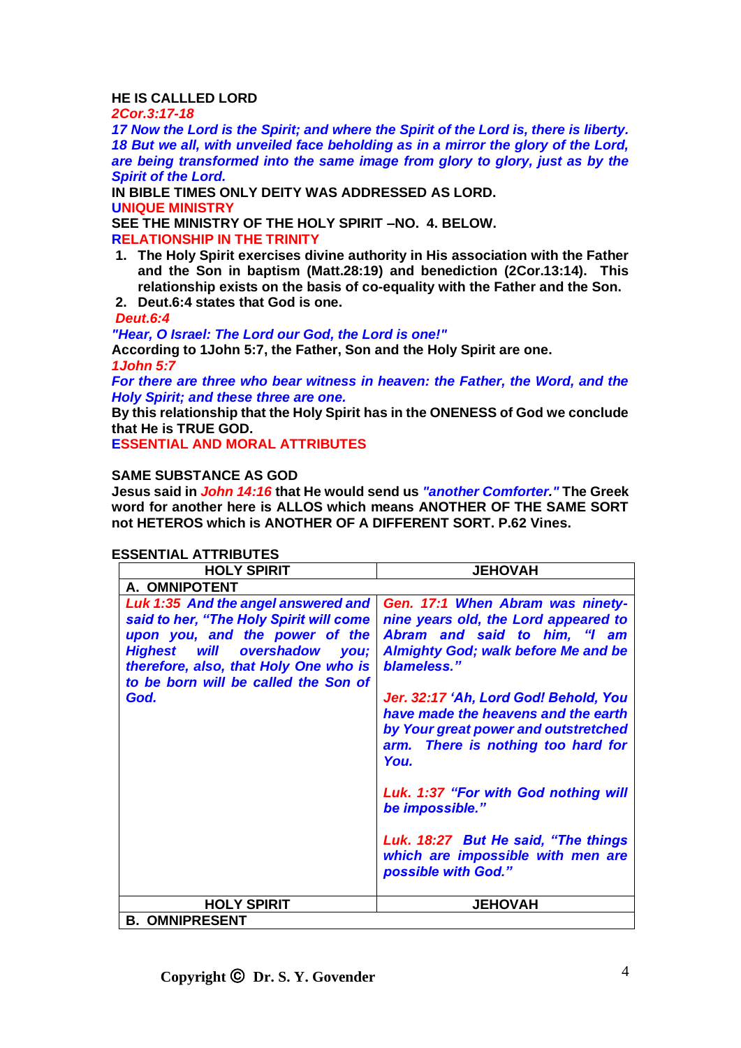**HE IS CALLLED LORD**

*2Cor.3:17-18*

*17 Now the Lord is the Spirit; and where the Spirit of the Lord is, there is liberty. 18 But we all, with unveiled face beholding as in a mirror the glory of the Lord, are being transformed into the same image from glory to glory, just as by the Spirit of the Lord.*

**IN BIBLE TIMES ONLY DEITY WAS ADDRESSED AS LORD.**

**UNIQUE MINISTRY**

**SEE THE MINISTRY OF THE HOLY SPIRIT –NO. 4. BELOW.**

**RELATIONSHIP IN THE TRINITY**

1. **The Holy Spirit exercises divine authority in His association with the Father and the Son in baptism (Matt.28:19) and benediction (2Cor.13:14). This relationship exists on the basis of co-equality with the Father and the Son.**
2. **Deut.6:4 states that God is one.**

*Deut.6:4*

*"Hear, O Israel: The Lord our God, the Lord is one!"*

**According to 1John 5:7, the Father, Son and the Holy Spirit are one.**

*1John 5:7*

*For there are three who bear witness in heaven: the Father, the Word, and the Holy Spirit; and these three are one.*

**By this relationship that the Holy Spirit has in the ONENESS of God we conclude that He is TRUE GOD.**

**ESSENTIAL AND MORAL ATTRIBUTES**

**SAME SUBSTANCE AS GOD**

**Jesus said in** ***John 14:16*** **that He would send us** ***"another Comforter."*** **The Greek word for another here is ALLOS which means ANOTHER OF THE SAME SORT not HETEROS which is ANOTHER OF A DIFFERENT SORT. P.62 Vines.**

**ESSENTIAL ATTRIBUTES**

| HOLY SPIRIT | JEHOVAH |
|---|---|
| **A. OMNIPOTENT** | |
| *Luk 1:35 And the angel answered and said to her, "The Holy Spirit will come upon you, and the power of the Highest will overshadow you; therefore, also, that Holy One who is to be born will be called the Son of God.* | *Gen. 17:1 When Abram was ninety-nine years old, the Lord appeared to Abram and said to him, "I am Almighty God; walk before Me and be blameless."*<br><br>*Jer. 32:17 'Ah, Lord God! Behold, You have made the heavens and the earth by Your great power and outstretched arm. There is nothing too hard for You.*<br><br>*Luk. 1:37 "For with God nothing will be impossible."*<br><br>*Luk. 18:27 But He said, "The things which are impossible with men are possible with God."* |
| **HOLY SPIRIT** | **JEHOVAH** |
| **B. OMNIPRESENT** | |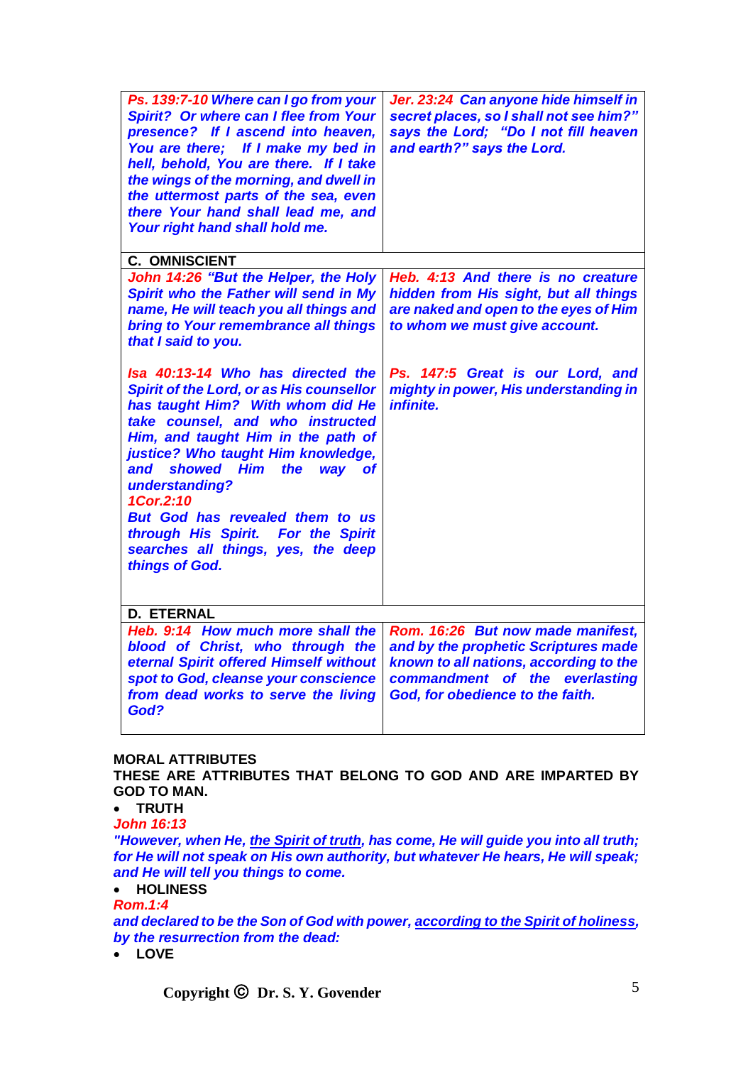| | |
|---|---|
| ***Ps. 139:7-10** Where can I go from your Spirit? Or where can I flee from Your presence? If I ascend into heaven, You are there; If I make my bed in hell, behold, You are there. If I take the wings of the morning, and dwell in the uttermost parts of the sea, even there Your hand shall lead me, and Your right hand shall hold me.* | ***Jer. 23:24** Can anyone hide himself in secret places, so I shall not see him?" says the Lord; "Do I not fill heaven and earth?" says the Lord.* |
| **C. OMNISCIENT** | |
| ***John 14:26** "But the Helper, the Holy Spirit who the Father will send in My name, He will teach you all things and bring to Your remembrance all things that I said to you.* <br><br> ***Isa 40:13-14** Who has directed the Spirit of the Lord, or as His counsellor has taught Him? With whom did He take counsel, and who instructed Him, and taught Him in the path of justice? Who taught Him knowledge, and showed Him the way of understanding?* <br> ***1Cor.2:10*** <br> ***But God has revealed them to us through His Spirit. For the Spirit searches all things, yes, the deep things of God.*** | ***Heb. 4:13** And there is no creature hidden from His sight, but all things are naked and open to the eyes of Him to whom we must give account.* <br><br> ***Ps. 147:5** Great is our Lord, and mighty in power, His understanding in infinite.* |
| **D. ETERNAL** | |
| ***Heb. 9:14** How much more shall the blood of Christ, who through the eternal Spirit offered Himself without spot to God, cleanse your conscience from dead works to serve the living God?* | ***Rom. 16:26** But now made manifest, and by the prophetic Scriptures made known to all nations, according to the commandment of the everlasting God, for obedience to the faith.* |

**MORAL ATTRIBUTES**

**THESE ARE ATTRIBUTES THAT BELONG TO GOD AND ARE IMPARTED BY GOD TO MAN.**

- **TRUTH**

***John 16:13***

***"However, when He, <u>the Spirit of truth</u>, has come, He will guide you into all truth; for He will not speak on His own authority, but whatever He hears, He will speak; and He will tell you things to come.***

- **HOLINESS**

***Rom.1:4***

***and declared to be the Son of God with power, <u>according to the Spirit of holiness</u>, by the resurrection from the dead:***

- **LOVE**

Copyright © Dr. S. Y. Govender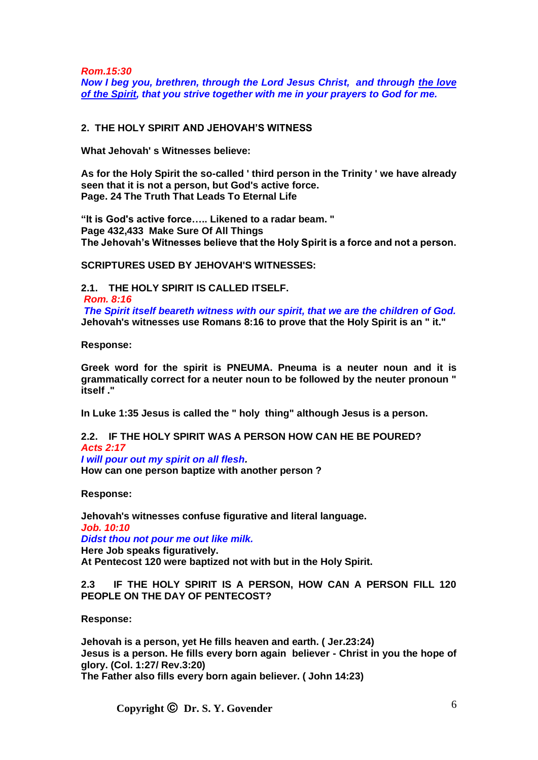***Rom.15:30***
***Now I beg you, brethren, through the Lord Jesus Christ, and through <u>the love of the Spirit</u>, that you strive together with me in your prayers to God for me.***

## 2. THE HOLY SPIRIT AND JEHOVAH'S WITNESS

**What Jehovah' s Witnesses believe:**

**As for the Holy Spirit the so-called ' third person in the Trinity ' we have already seen that it is not a person, but God's active force.**
**Page. 24 The Truth That Leads To Eternal Life**

**"It is God's active force….. Likened to a radar beam. "**
**Page 432,433 Make Sure Of All Things**
**The Jehovah's Witnesses believe that the Holy Spirit is a force and not a person.**

**SCRIPTURES USED BY JEHOVAH'S WITNESSES:**

### 2.1. THE HOLY SPIRIT IS CALLED ITSELF.

***Rom. 8:16***
***The Spirit itself beareth witness with our spirit, that we are the children of God.***
**Jehovah's witnesses use Romans 8:16 to prove that the Holy Spirit is an " it."**

**Response:**

**Greek word for the spirit is PNEUMA. Pneuma is a neuter noun and it is grammatically correct for a neuter noun to be followed by the neuter pronoun " itself ."**

**In Luke 1:35 Jesus is called the " holy thing" although Jesus is a person.**

### 2.2. IF THE HOLY SPIRIT WAS A PERSON HOW CAN HE BE POURED?

***Acts 2:17***
***I will pour out my spirit on all flesh.***
**How can one person baptize with another person ?**

**Response:**

**Jehovah's witnesses confuse figurative and literal language.**
***Job. 10:10***
***Didst thou not pour me out like milk.***
**Here Job speaks figuratively.**
**At Pentecost 120 were baptized not with but in the Holy Spirit.**

### 2.3 IF THE HOLY SPIRIT IS A PERSON, HOW CAN A PERSON FILL 120 PEOPLE ON THE DAY OF PENTECOST?

**Response:**

**Jehovah is a person, yet He fills heaven and earth. ( Jer.23:24)**
**Jesus is a person. He fills every born again believer - Christ in you the hope of glory. (Col. 1:27/ Rev.3:20)**
**The Father also fills every born again believer. ( John 14:23)**

**Copyright © Dr. S. Y. Govender**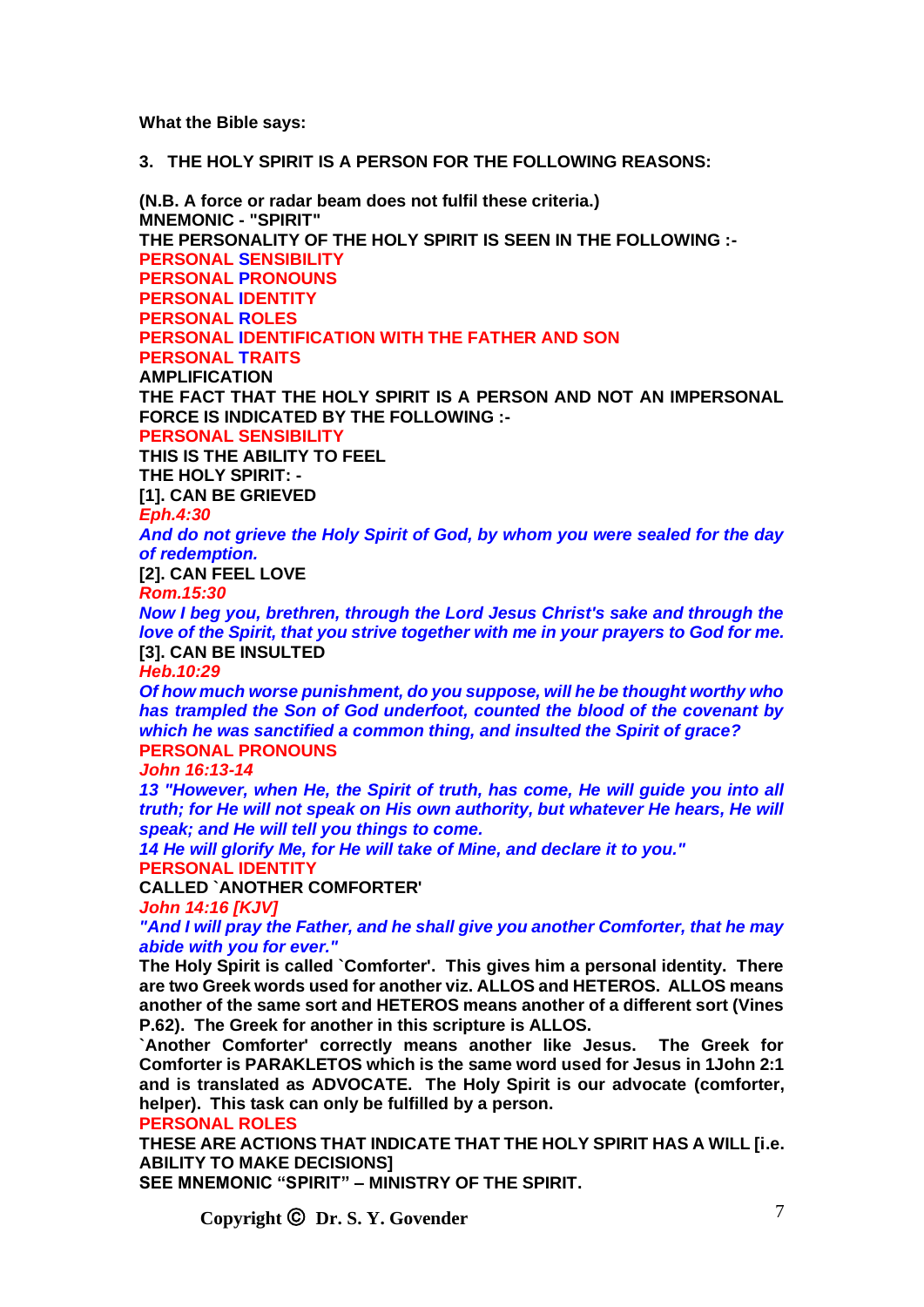**What the Bible says:**

**3. THE HOLY SPIRIT IS A PERSON FOR THE FOLLOWING REASONS:**

**(N.B. A force or radar beam does not fulfil these criteria.)**
**MNEMONIC - "SPIRIT"**
**THE PERSONALITY OF THE HOLY SPIRIT IS SEEN IN THE FOLLOWING :-**
**PERSONAL SENSIBILITY**
**PERSONAL PRONOUNS**
**PERSONAL IDENTITY**
**PERSONAL ROLES**
**PERSONAL IDENTIFICATION WITH THE FATHER AND SON**
**PERSONAL TRAITS**
**AMPLIFICATION**
**THE FACT THAT THE HOLY SPIRIT IS A PERSON AND NOT AN IMPERSONAL FORCE IS INDICATED BY THE FOLLOWING :-**
**PERSONAL SENSIBILITY**
**THIS IS THE ABILITY TO FEEL**
**THE HOLY SPIRIT: -**
**[1]. CAN BE GRIEVED**
***Eph.4:30***
***And do not grieve the Holy Spirit of God, by whom you were sealed for the day of redemption.***
**[2]. CAN FEEL LOVE**
***Rom.15:30***
***Now I beg you, brethren, through the Lord Jesus Christ's sake and through the love of the Spirit, that you strive together with me in your prayers to God for me.***
**[3]. CAN BE INSULTED**
***Heb.10:29***
***Of how much worse punishment, do you suppose, will he be thought worthy who has trampled the Son of God underfoot, counted the blood of the covenant by which he was sanctified a common thing, and insulted the Spirit of grace?***
**PERSONAL PRONOUNS**
***John 16:13-14***
***13 "However, when He, the Spirit of truth, has come, He will guide you into all truth; for He will not speak on His own authority, but whatever He hears, He will speak; and He will tell you things to come.***
***14 He will glorify Me, for He will take of Mine, and declare it to you."***
**PERSONAL IDENTITY**
**CALLED `ANOTHER COMFORTER'**
***John 14:16 [KJV]***
***"And I will pray the Father, and he shall give you another Comforter, that he may abide with you for ever."***
**The Holy Spirit is called `Comforter'. This gives him a personal identity. There are two Greek words used for another viz. ALLOS and HETEROS. ALLOS means another of the same sort and HETEROS means another of a different sort (Vines P.62). The Greek for another in this scripture is ALLOS.**
**`Another Comforter' correctly means another like Jesus. The Greek for Comforter is PARAKLETOS which is the same word used for Jesus in 1John 2:1 and is translated as ADVOCATE. The Holy Spirit is our advocate (comforter, helper). This task can only be fulfilled by a person.**
**PERSONAL ROLES**
**THESE ARE ACTIONS THAT INDICATE THAT THE HOLY SPIRIT HAS A WILL [i.e. ABILITY TO MAKE DECISIONS]**
**SEE MNEMONIC "SPIRIT" – MINISTRY OF THE SPIRIT.**

**Copyright © Dr. S. Y. Govender**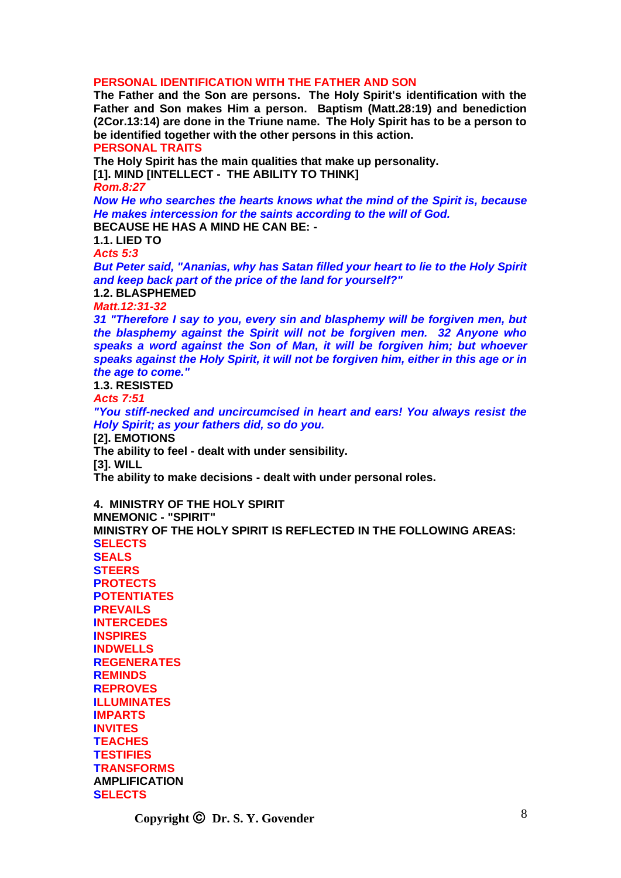**PERSONAL IDENTIFICATION WITH THE FATHER AND SON**

**The Father and the Son are persons. The Holy Spirit's identification with the Father and Son makes Him a person. Baptism (Matt.28:19) and benediction (2Cor.13:14) are done in the Triune name. The Holy Spirit has to be a person to be identified together with the other persons in this action.**

**PERSONAL TRAITS**

**The Holy Spirit has the main qualities that make up personality.**

**[1]. MIND [INTELLECT - THE ABILITY TO THINK]**

***Rom.8:27***

***Now He who searches the hearts knows what the mind of the Spirit is, because He makes intercession for the saints according to the will of God.***

**BECAUSE HE HAS A MIND HE CAN BE: -**

**1.1. LIED TO**

***Acts 5:3***

***But Peter said, "Ananias, why has Satan filled your heart to lie to the Holy Spirit and keep back part of the price of the land for yourself?"***

**1.2. BLASPHEMED**

***Matt.12:31-32***

***31 "Therefore I say to you, every sin and blasphemy will be forgiven men, but the blasphemy against the Spirit will not be forgiven men. 32 Anyone who speaks a word against the Son of Man, it will be forgiven him; but whoever speaks against the Holy Spirit, it will not be forgiven him, either in this age or in the age to come."***

**1.3. RESISTED**

***Acts 7:51***

***"You stiff-necked and uncircumcised in heart and ears! You always resist the Holy Spirit; as your fathers did, so do you.***

**[2]. EMOTIONS**

**The ability to feel - dealt with under sensibility.**

**[3]. WILL**

**The ability to make decisions - dealt with under personal roles.**

**4. MINISTRY OF THE HOLY SPIRIT**

**MNEMONIC - "SPIRIT"**

**MINISTRY OF THE HOLY SPIRIT IS REFLECTED IN THE FOLLOWING AREAS:**

**SELECTS**
**SEALS**
**STEERS**
**PROTECTS**
**POTENTIATES**
**PREVAILS**
**INTERCEDES**
**INSPIRES**
**INDWELLS**
**REGENERATES**
**REMINDS**
**REPROVES**
**ILLUMINATES**
**IMPARTS**
**INVITES**
**TEACHES**
**TESTIFIES**
**TRANSFORMS**

**AMPLIFICATION**

**SELECTS**

**Copyright © Dr. S. Y. Govender**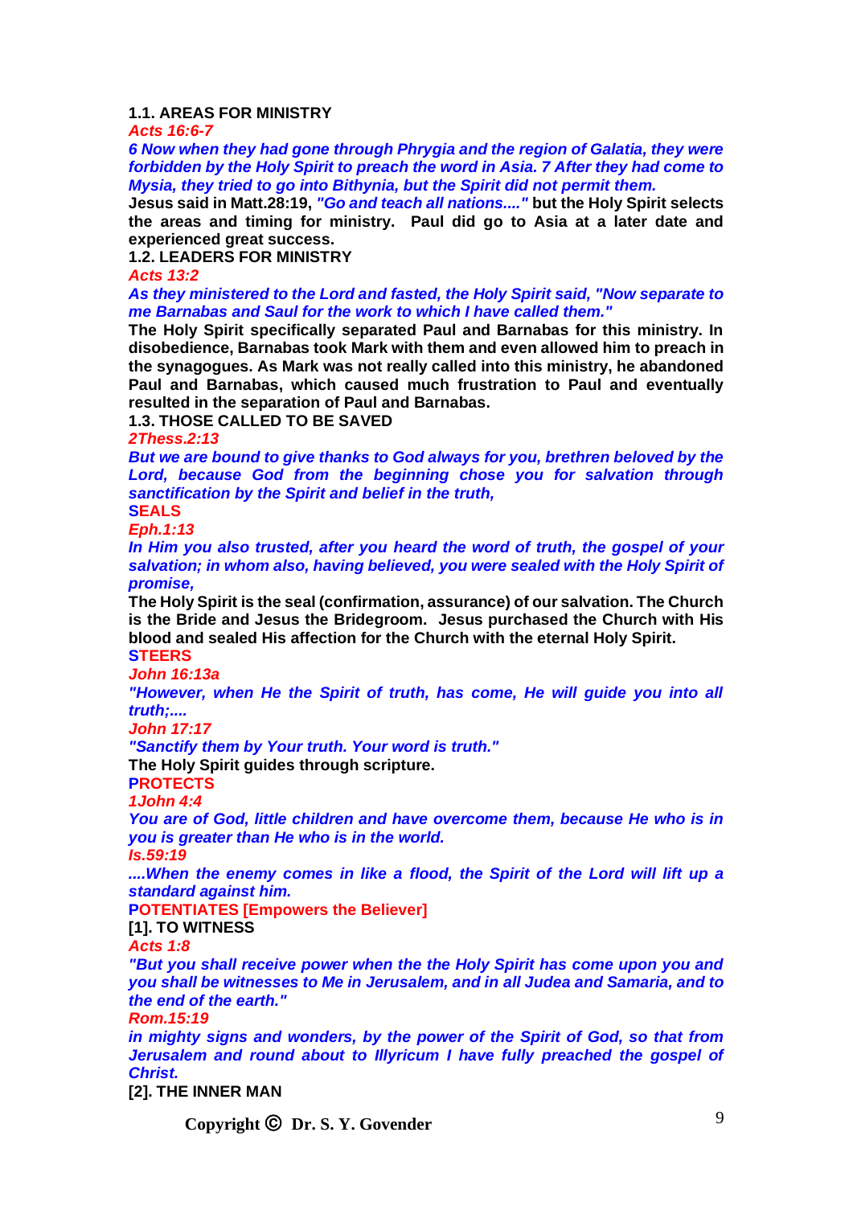**1.1. AREAS FOR MINISTRY**

***Acts 16:6-7***

***6 Now when they had gone through Phrygia and the region of Galatia, they were forbidden by the Holy Spirit to preach the word in Asia. 7 After they had come to Mysia, they tried to go into Bithynia, but the Spirit did not permit them.***

**Jesus said in Matt.28:19, *"Go and teach all nations...."* but the Holy Spirit selects the areas and timing for ministry. Paul did go to Asia at a later date and experienced great success.**

**1.2. LEADERS FOR MINISTRY**

***Acts 13:2***

***As they ministered to the Lord and fasted, the Holy Spirit said, "Now separate to me Barnabas and Saul for the work to which I have called them."***

**The Holy Spirit specifically separated Paul and Barnabas for this ministry. In disobedience, Barnabas took Mark with them and even allowed him to preach in the synagogues. As Mark was not really called into this ministry, he abandoned Paul and Barnabas, which caused much frustration to Paul and eventually resulted in the separation of Paul and Barnabas.**

**1.3. THOSE CALLED TO BE SAVED**

***2Thess.2:13***

***But we are bound to give thanks to God always for you, brethren beloved by the Lord, because God from the beginning chose you for salvation through sanctification by the Spirit and belief in the truth,***

**SEALS**

***Eph.1:13***

***In Him you also trusted, after you heard the word of truth, the gospel of your salvation; in whom also, having believed, you were sealed with the Holy Spirit of promise,***

**The Holy Spirit is the seal (confirmation, assurance) of our salvation. The Church is the Bride and Jesus the Bridegroom. Jesus purchased the Church with His blood and sealed His affection for the Church with the eternal Holy Spirit.**

**STEERS**

***John 16:13a***

***"However, when He the Spirit of truth, has come, He will guide you into all truth;....***

***John 17:17***

***"Sanctify them by Your truth. Your word is truth."***

**The Holy Spirit guides through scripture.**

**PROTECTS**

***1John 4:4***

***You are of God, little children and have overcome them, because He who is in you is greater than He who is in the world.***

***Is.59:19***

***....When the enemy comes in like a flood, the Spirit of the Lord will lift up a standard against him.***

**POTENTIATES [Empowers the Believer]**

**[1]. TO WITNESS**

***Acts 1:8***

***"But you shall receive power when the the Holy Spirit has come upon you and you shall be witnesses to Me in Jerusalem, and in all Judea and Samaria, and to the end of the earth."***

***Rom.15:19***

***in mighty signs and wonders, by the power of the Spirit of God, so that from Jerusalem and round about to Illyricum I have fully preached the gospel of Christ.***

**[2]. THE INNER MAN**

**Copyright © Dr. S. Y. Govender**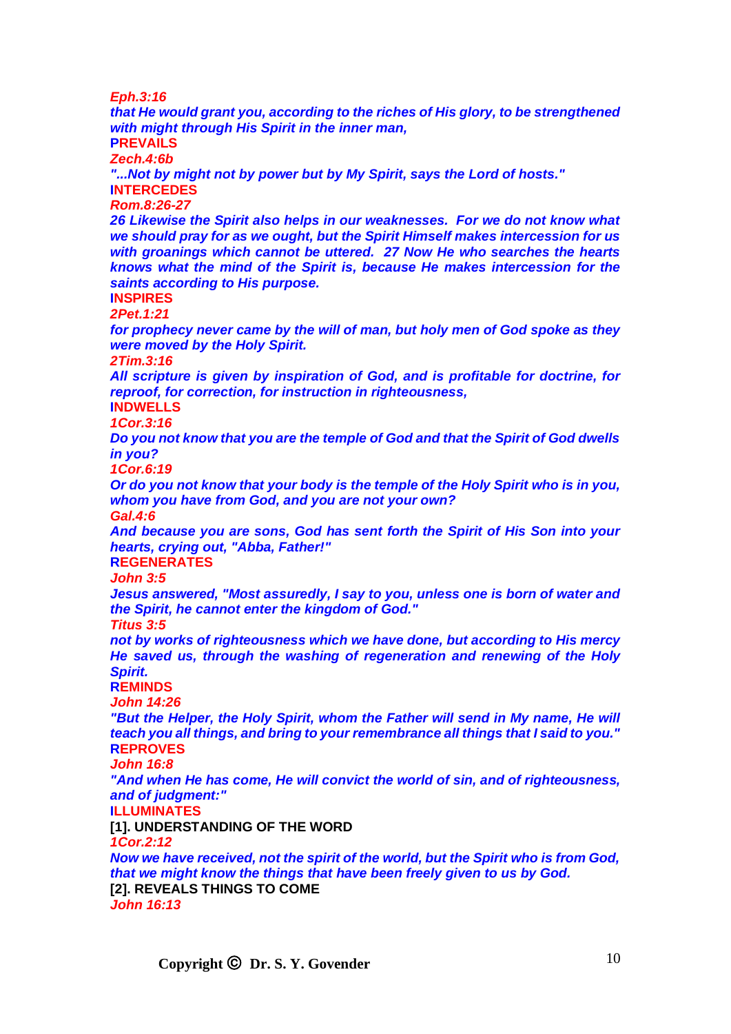*Eph.3:16*

***that He would grant you, according to the riches of His glory, to be strengthened with might through His Spirit in the inner man,***

**PREVAILS**

*Zech.4:6b*

***"...Not by might not by power but by My Spirit, says the Lord of hosts."***

**INTERCEDES**

*Rom.8:26-27*

***26 Likewise the Spirit also helps in our weaknesses. For we do not know what we should pray for as we ought, but the Spirit Himself makes intercession for us with groanings which cannot be uttered. 27 Now He who searches the hearts knows what the mind of the Spirit is, because He makes intercession for the saints according to His purpose.***

**INSPIRES**

*2Pet.1:21*

***for prophecy never came by the will of man, but holy men of God spoke as they were moved by the Holy Spirit.***

*2Tim.3:16*

***All scripture is given by inspiration of God, and is profitable for doctrine, for reproof, for correction, for instruction in righteousness,***

**INDWELLS**

*1Cor.3:16*

***Do you not know that you are the temple of God and that the Spirit of God dwells in you?***

*1Cor.6:19*

***Or do you not know that your body is the temple of the Holy Spirit who is in you, whom you have from God, and you are not your own?***

*Gal.4:6*

***And because you are sons, God has sent forth the Spirit of His Son into your hearts, crying out, "Abba, Father!"***

**REGENERATES**

*John 3:5*

***Jesus answered, "Most assuredly, I say to you, unless one is born of water and the Spirit, he cannot enter the kingdom of God."***

*Titus 3:5*

***not by works of righteousness which we have done, but according to His mercy He saved us, through the washing of regeneration and renewing of the Holy Spirit.***

**REMINDS**

*John 14:26*

***"But the Helper, the Holy Spirit, whom the Father will send in My name, He will teach you all things, and bring to your remembrance all things that I said to you."***

**REPROVES**

*John 16:8*

***"And when He has come, He will convict the world of sin, and of righteousness, and of judgment:"***

**ILLUMINATES**

**[1]. UNDERSTANDING OF THE WORD**

*1Cor.2:12*

***Now we have received, not the spirit of the world, but the Spirit who is from God, that we might know the things that have been freely given to us by God.***

**[2]. REVEALS THINGS TO COME**

*John 16:13*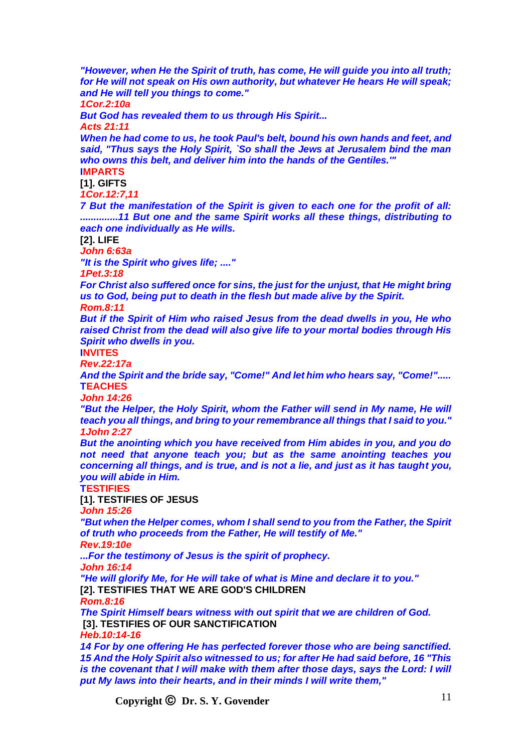*"However, when He the Spirit of truth, has come, He will guide you into all truth; for He will not speak on His own authority, but whatever He hears He will speak; and He will tell you things to come."*

*1Cor.2:10a*

*But God has revealed them to us through His Spirit...*

*Acts 21:11*

*When he had come to us, he took Paul's belt, bound his own hands and feet, and said, "Thus says the Holy Spirit, `So shall the Jews at Jerusalem bind the man who owns this belt, and deliver him into the hands of the Gentiles.'"*

**IMPARTS**

**[1]. GIFTS**

*1Cor.12:7,11*

*7 But the manifestation of the Spirit is given to each one for the profit of all: ..............11 But one and the same Spirit works all these things, distributing to each one individually as He wills.*

**[2]. LIFE**

*John 6:63a*

*"It is the Spirit who gives life; ...."*

*1Pet.3:18*

*For Christ also suffered once for sins, the just for the unjust, that He might bring us to God, being put to death in the flesh but made alive by the Spirit.*

*Rom.8:11*

*But if the Spirit of Him who raised Jesus from the dead dwells in you, He who raised Christ from the dead will also give life to your mortal bodies through His Spirit who dwells in you.*

**INVITES**

*Rev.22:17a*

*And the Spirit and the bride say, "Come!" And let him who hears say, "Come!".....*

**TEACHES**

*John 14:26*

*"But the Helper, the Holy Spirit, whom the Father will send in My name, He will teach you all things, and bring to your remembrance all things that I said to you."*

*1John 2:27*

*But the anointing which you have received from Him abides in you, and you do not need that anyone teach you; but as the same anointing teaches you concerning all things, and is true, and is not a lie, and just as it has taught you, you will abide in Him.*

**TESTIFIES**

**[1]. TESTIFIES OF JESUS**

*John 15:26*

*"But when the Helper comes, whom I shall send to you from the Father, the Spirit of truth who proceeds from the Father, He will testify of Me."*

*Rev.19:10e*

*...For the testimony of Jesus is the spirit of prophecy.*

*John 16:14*

*"He will glorify Me, for He will take of what is Mine and declare it to you."*

**[2]. TESTIFIES THAT WE ARE GOD'S CHILDREN**

*Rom.8:16*

*The Spirit Himself bears witness with out spirit that we are children of God.*

**[3]. TESTIFIES OF OUR SANCTIFICATION**

*Heb.10:14-16*

*14 For by one offering He has perfected forever those who are being sanctified. 15 And the Holy Spirit also witnessed to us; for after He had said before, 16 "This is the covenant that I will make with them after those days, says the Lord: I will put My laws into their hearts, and in their minds I will write them,"*

**Copyright © Dr. S. Y. Govender**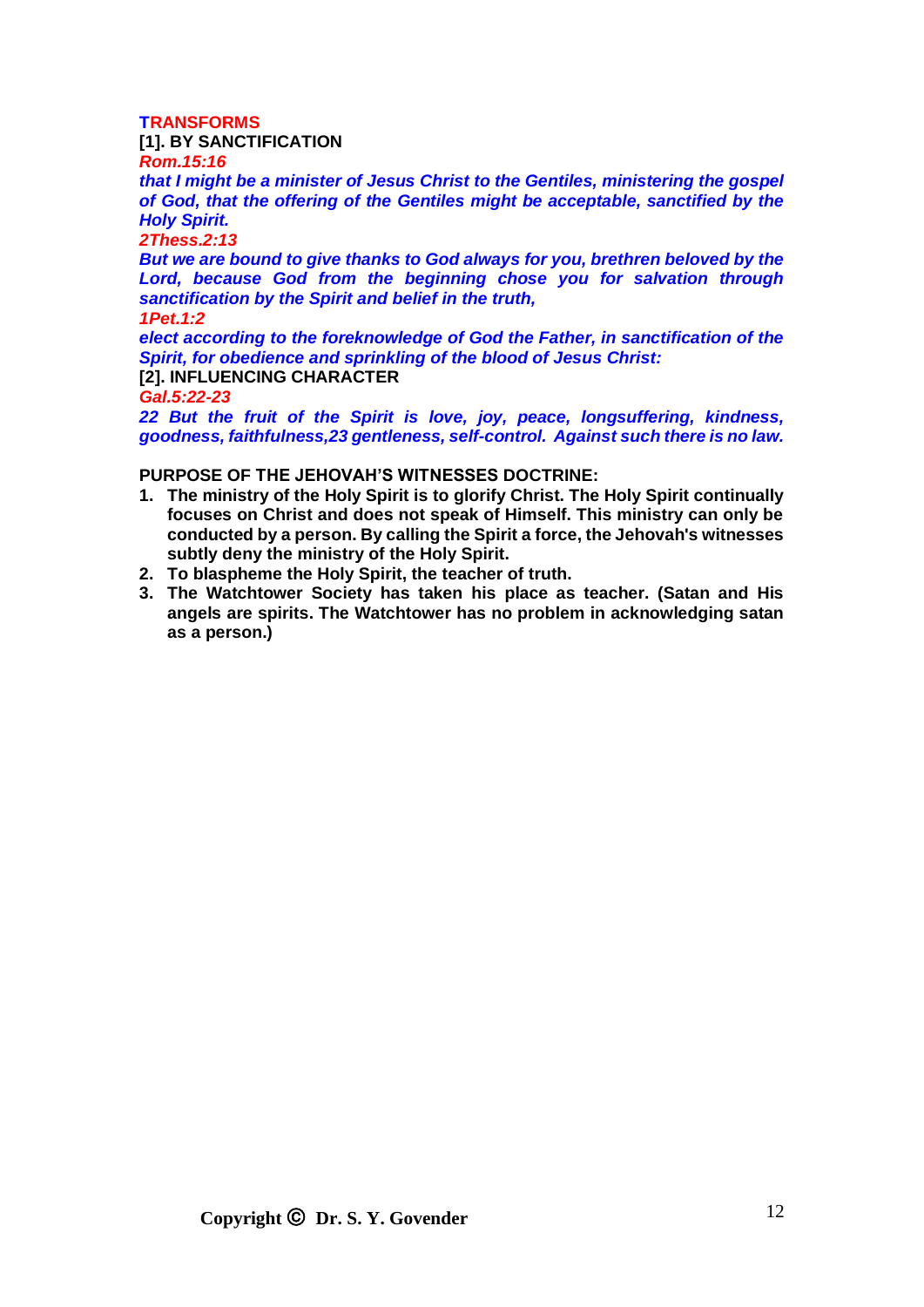**TRANSFORMS**

**[1]. BY SANCTIFICATION**

***Rom.15:16***

***that I might be a minister of Jesus Christ to the Gentiles, ministering the gospel of God, that the offering of the Gentiles might be acceptable, sanctified by the Holy Spirit.***

***2Thess.2:13***

***But we are bound to give thanks to God always for you, brethren beloved by the Lord, because God from the beginning chose you for salvation through sanctification by the Spirit and belief in the truth,***

***1Pet.1:2***

***elect according to the foreknowledge of God the Father, in sanctification of the Spirit, for obedience and sprinkling of the blood of Jesus Christ:***

**[2]. INFLUENCING CHARACTER**

***Gal.5:22-23***

***22 But the fruit of the Spirit is love, joy, peace, longsuffering, kindness, goodness, faithfulness,23 gentleness, self-control. Against such there is no law.***

**PURPOSE OF THE JEHOVAH'S WITNESSES DOCTRINE:**

1. **The ministry of the Holy Spirit is to glorify Christ. The Holy Spirit continually focuses on Christ and does not speak of Himself. This ministry can only be conducted by a person. By calling the Spirit a force, the Jehovah's witnesses subtly deny the ministry of the Holy Spirit.**
2. **To blaspheme the Holy Spirit, the teacher of truth.**
3. **The Watchtower Society has taken his place as teacher. (Satan and His angels are spirits. The Watchtower has no problem in acknowledging satan as a person.)**

**Copyright © Dr. S. Y. Govender**